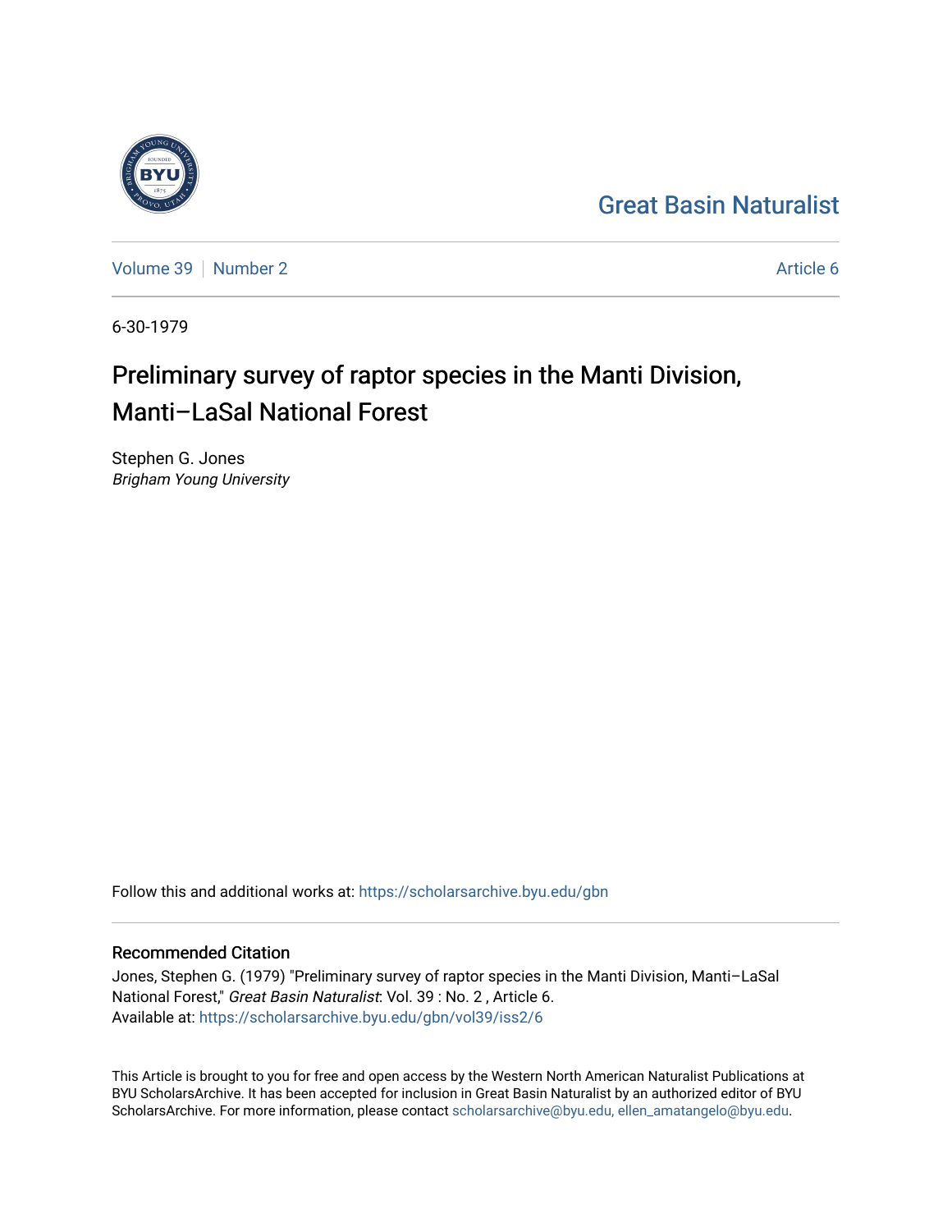Great Basin Naturalist

Volume 39 | Number 2 | Article 6

6-30-1979

# Preliminary survey of raptor species in the Manti Division, Manti–LaSal National Forest

Stephen G. Jones
*Brigham Young University*

Follow this and additional works at: https://scholarsarchive.byu.edu/gbn

## Recommended Citation

Jones, Stephen G. (1979) "Preliminary survey of raptor species in the Manti Division, Manti–LaSal National Forest," *Great Basin Naturalist*: Vol. 39 : No. 2 , Article 6.
Available at: https://scholarsarchive.byu.edu/gbn/vol39/iss2/6

This Article is brought to you for free and open access by the Western North American Naturalist Publications at BYU ScholarsArchive. It has been accepted for inclusion in Great Basin Naturalist by an authorized editor of BYU ScholarsArchive. For more information, please contact scholarsarchive@byu.edu, ellen_amatangelo@byu.edu.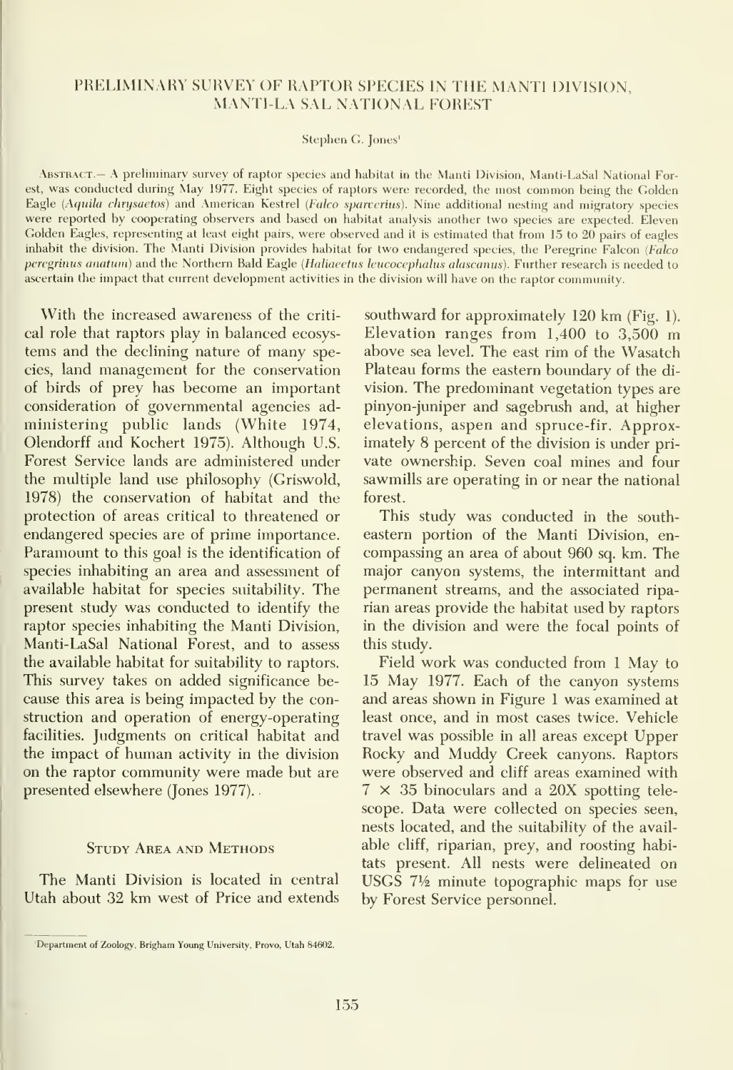# PRELIMINARY SURVEY OF RAPTOR SPECIES IN THE MANTI DIVISION, MANTI-LA SAL NATIONAL FOREST

Stephen G. Jones[1]

Abstract.— A preliminary survey of raptor species and habitat in the Manti Division, Manti-LaSal National Forest, was conducted during May 1977. Eight species of raptors were recorded, the most common being the Golden Eagle (*Aquila chrysaetos*) and American Kestrel (*Falco sparverius*). Nine additional nesting and migratory species were reported by cooperating observers and based on habitat analysis another two species are expected. Eleven Golden Eagles, representing at least eight pairs, were observed and it is estimated that from 15 to 20 pairs of eagles inhabit the division. The Manti Division provides habitat for two endangered species, the Peregrine Falcon (*Falco peregrinus anatum*) and the Northern Bald Eagle (*Haliaeetus leucocephalus alascanus*). Further research is needed to ascertain the impact that current development activities in the division will have on the raptor community.

With the increased awareness of the critical role that raptors play in balanced ecosystems and the declining nature of many species, land management for the conservation of birds of prey has become an important consideration of governmental agencies administering public lands (White 1974, Olendorff and Kochert 1975). Although U.S. Forest Service lands are administered under the multiple land use philosophy (Griswold, 1978) the conservation of habitat and the protection of areas critical to threatened or endangered species are of prime importance. Paramount to this goal is the identification of species inhabiting an area and assessment of available habitat for species suitability. The present study was conducted to identify the raptor species inhabiting the Manti Division, Manti-LaSal National Forest, and to assess the available habitat for suitability to raptors. This survey takes on added significance because this area is being impacted by the construction and operation of energy-operating facilities. Judgments on critical habitat and the impact of human activity in the division on the raptor community were made but are presented elsewhere (Jones 1977).

## Study Area and Methods

The Manti Division is located in central Utah about 32 km west of Price and extends southward for approximately 120 km (Fig. 1). Elevation ranges from 1,400 to 3,500 m above sea level. The east rim of the Wasatch Plateau forms the eastern boundary of the division. The predominant vegetation types are pinyon-juniper and sagebrush and, at higher elevations, aspen and spruce-fir. Approximately 8 percent of the division is under private ownership. Seven coal mines and four sawmills are operating in or near the national forest.

This study was conducted in the southeastern portion of the Manti Division, encompassing an area of about 960 sq. km. The major canyon systems, the intermittant and permanent streams, and the associated riparian areas provide the habitat used by raptors in the division and were the focal points of this study.

Field work was conducted from 1 May to 15 May 1977. Each of the canyon systems and areas shown in Figure 1 was examined at least once, and in most cases twice. Vehicle travel was possible in all areas except Upper Rocky and Muddy Creek canyons. Raptors were observed and cliff areas examined with 7 × 35 binoculars and a 20X spotting telescope. Data were collected on species seen, nests located, and the suitability of the available cliff, riparian, prey, and roosting habitats present. All nests were delineated on USGS 7½ minute topographic maps for use by Forest Service personnel.

[1]Department of Zoology, Brigham Young University, Provo, Utah 84602.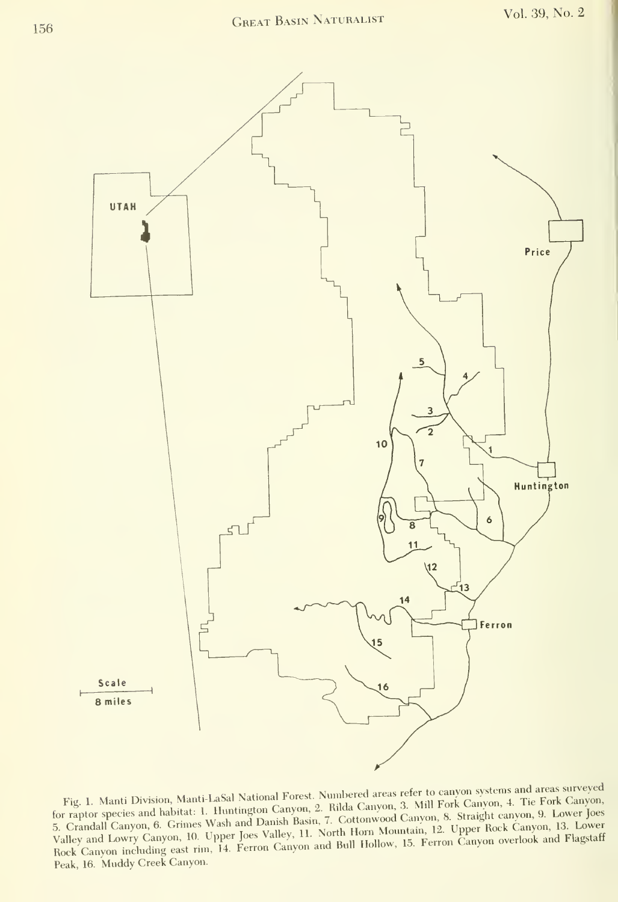Fig. 1. Manti Division, Manti-LaSal National Forest. Numbered areas refer to canyon systems and areas surveyed for raptor species and habitat: 1. Huntington Canyon, 2. Rilda Canyon, 3. Mill Fork Canyon, 4. Tie Fork Canyon, 5. Crandall Canyon, 6. Grimes Wash and Danish Basin, 7. Cottonwood Canyon, 8. Straight canyon, 9. Lower Joes Valley and Lowry Canyon, 10. Upper Joes Valley, 11. North Horn Mountain, 12. Upper Rock Canyon, 13. Lower Rock Canyon including east rim, 14. Ferron Canyon and Bull Hollow, 15. Ferron Canyon overlook and Flagstaff Peak, 16. Muddy Creek Canyon.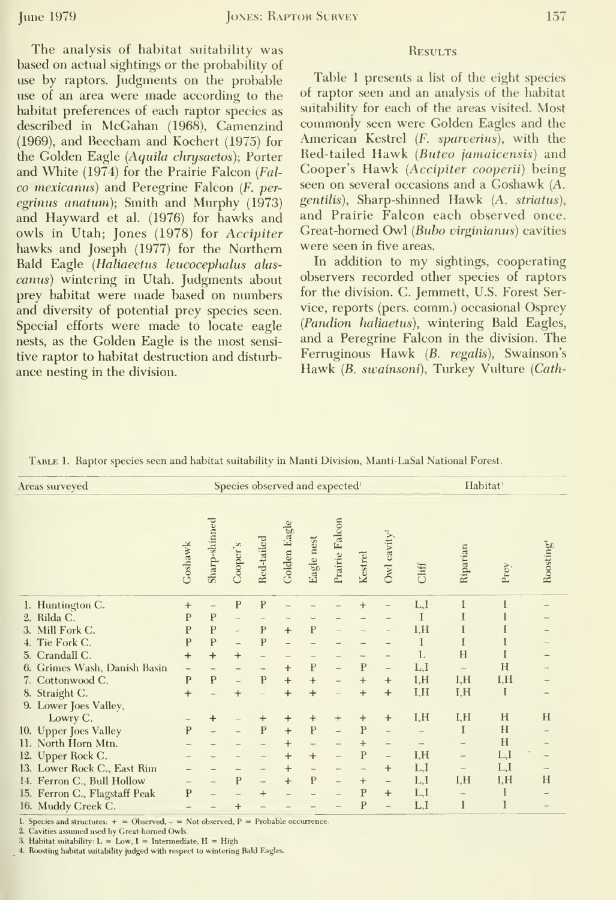The analysis of habitat suitability was based on actual sightings or the probability of use by raptors. Judgments on the probable use of an area were made according to the habitat preferences of each raptor species as described in McGahan (1968), Camenzind (1969), and Beecham and Kochert (1975) for the Golden Eagle (*Aquila chrysaetos*); Porter and White (1974) for the Prairie Falcon (*Falco mexicanus*) and Peregrine Falcon (*F. peregrinus anatum*); Smith and Murphy (1973) and Hayward et al. (1976) for hawks and owls in Utah; Jones (1978) for *Accipiter* hawks and Joseph (1977) for the Northern Bald Eagle (*Haliaeetus leucocephalus alascanus*) wintering in Utah. Judgments about prey habitat were made based on numbers and diversity of potential prey species seen. Special efforts were made to locate eagle nests, as the Golden Eagle is the most sensitive raptor to habitat destruction and disturbance nesting in the division.

## Results

Table 1 presents a list of the eight species of raptor seen and an analysis of the habitat suitability for each of the areas visited. Most commonly seen were Golden Eagles and the American Kestrel (*F. sparverius*), with the Red-tailed Hawk (*Buteo jamaicensis*) and Cooper's Hawk (*Accipiter cooperii*) being seen on several occasions and a Goshawk (*A. gentilis*), Sharp-shinned Hawk (*A. striatus*), and Prairie Falcon each observed once. Great-horned Owl (*Bubo virginianus*) cavities were seen in five areas.

In addition to my sightings, cooperating observers recorded other species of raptors for the division. C. Jemmett, U.S. Forest Service, reports (pers. comm.) occasional Osprey (*Pandion haliaetus*), wintering Bald Eagles, and a Peregrine Falcon in the division. The Ferruginous Hawk (*B. regalis*), Swainson's Hawk (*B. swainsoni*), Turkey Vulture (*Cath-*

Table 1. Raptor species seen and habitat suitability in Manti Division, Manti-LaSal National Forest.

| Areas surveyed | Species observed and expected[1] | | | | | | | | | Habitat[3] | | | |
|---|---|---|---|---|---|---|---|---|---|---|---|---|---|
| | Goshawk | Sharp-shinned | Cooper's | Red-tailed | Golden Eagle | Eagle nest | Prairie Falcon | Kestrel | Owl cavity[2] | Cliff | Riparian | Prey | Roosting[4] |
| 1. Huntington C. | + | – | P | P | – | – | – | + | – | L,I | I | I | – |
| 2. Rilda C. | P | P | – | – | – | – | – | – | – | I | I | I | – |
| 3. Mill Fork C. | P | P | – | P | + | P | – | – | – | I,H | I | I | – |
| 4. Tie Fork C. | P | P | – | P | – | – | – | – | – | I | I | I | – |
| 5. Crandall C. | + | + | + | – | – | – | – | – | – | L | H | I | – |
| 6. Grimes Wash, Danish Basin | – | – | – | – | + | P | – | P | – | L,I | – | H | – |
| 7. Cottonwood C. | P | P | – | P | + | + | – | + | + | I,H | I,H | I,H | – |
| 8. Straight C. | + | – | + | – | + | + | – | + | + | I,H | I,H | I | – |
| 9. Lower Joes Valley, Lowry C. | – | + | – | + | + | + | + | + | + | I,H | I,H | H | H |
| 10. Upper Joes Valley | P | – | – | P | + | P | – | P | – | – | I | H | – |
| 11. North Horn Mtn. | – | – | – | – | + | – | – | + | – | – | – | H | – |
| 12. Upper Rock C. | – | – | – | – | + | + | – | P | – | I,H | – | L,I | – |
| 13. Lower Rock C., East Rim | – | – | – | – | + | – | – | – | + | L,I | – | L,I | – |
| 14. Ferron C., Bull Hollow | – | – | P | – | + | P | – | + | – | L,I | I,H | I,H | H |
| 15. Ferron C., Flagstaff Peak | P | – | – | + | – | – | – | P | + | L,I | – | I | – |
| 16. Muddy Creek C. | – | – | + | – | – | – | – | P | – | L,I | I | I | – |

1. Species and structures: + = Observed, – = Not observed, P = Probable occurrence.
2. Cavities assumed used by Great-horned Owls.
3. Habitat suitability: L = Low, I = Intermediate, H = High
4. Roosting habitat suitability judged with respect to wintering Bald Eagles.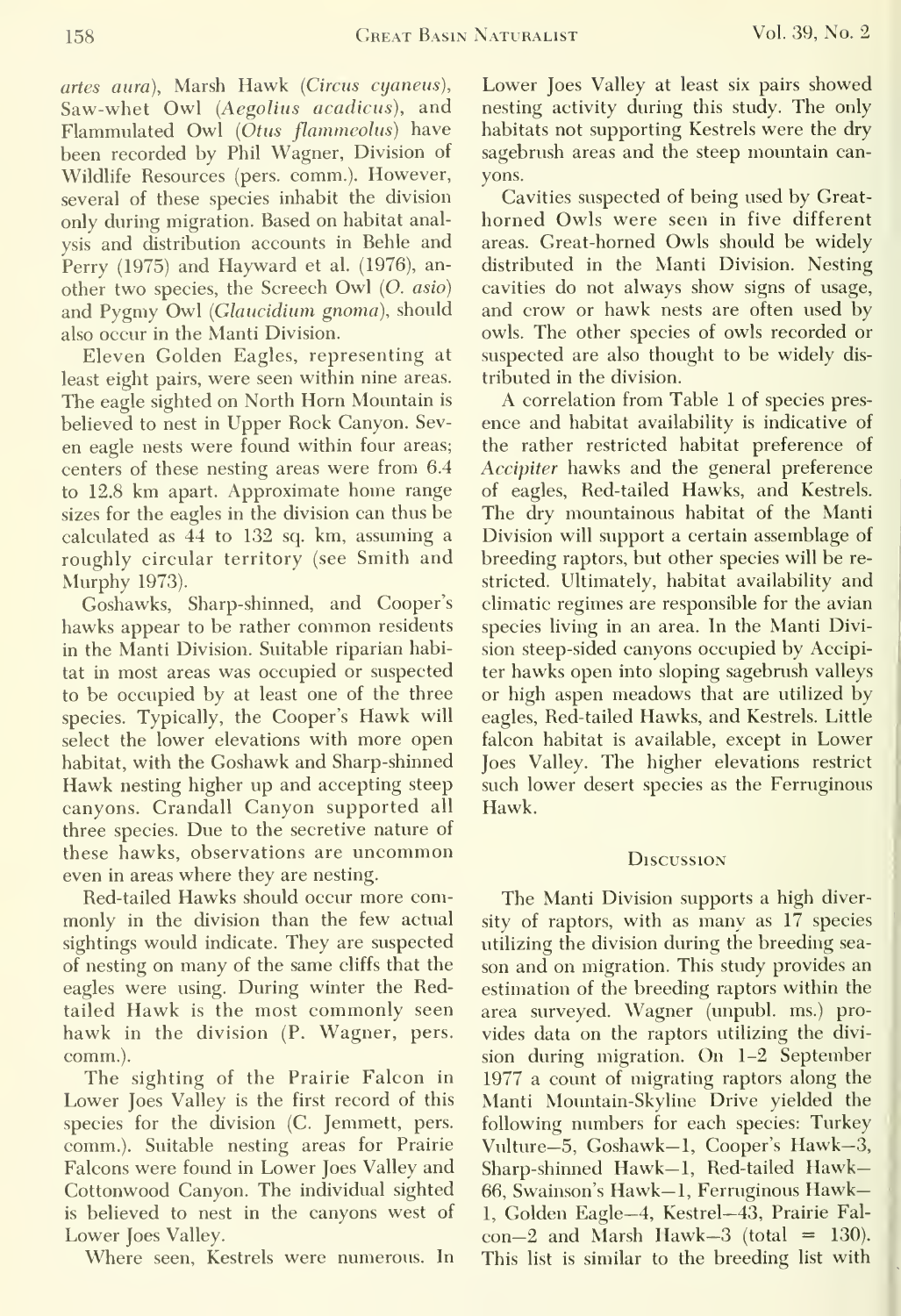*artes aura*), Marsh Hawk (*Circus cyaneus*), Saw-whet Owl (*Aegolius acadicus*), and Flammulated Owl (*Otus flammeolus*) have been recorded by Phil Wagner, Division of Wildlife Resources (pers. comm.). However, several of these species inhabit the division only during migration. Based on habitat analysis and distribution accounts in Behle and Perry (1975) and Hayward et al. (1976), another two species, the Screech Owl (*O. asio*) and Pygmy Owl (*Glaucidium gnoma*), should also occur in the Manti Division.

Eleven Golden Eagles, representing at least eight pairs, were seen within nine areas. The eagle sighted on North Horn Mountain is believed to nest in Upper Rock Canyon. Seven eagle nests were found within four areas; centers of these nesting areas were from 6.4 to 12.8 km apart. Approximate home range sizes for the eagles in the division can thus be calculated as 44 to 132 sq. km, assuming a roughly circular territory (see Smith and Murphy 1973).

Goshawks, Sharp-shinned, and Cooper's hawks appear to be rather common residents in the Manti Division. Suitable riparian habitat in most areas was occupied or suspected to be occupied by at least one of the three species. Typically, the Cooper's Hawk will select the lower elevations with more open habitat, with the Goshawk and Sharp-shinned Hawk nesting higher up and accepting steep canyons. Crandall Canyon supported all three species. Due to the secretive nature of these hawks, observations are uncommon even in areas where they are nesting.

Red-tailed Hawks should occur more commonly in the division than the few actual sightings would indicate. They are suspected of nesting on many of the same cliffs that the eagles were using. During winter the Red-tailed Hawk is the most commonly seen hawk in the division (P. Wagner, pers. comm.).

The sighting of the Prairie Falcon in Lower Joes Valley is the first record of this species for the division (C. Jemmett, pers. comm.). Suitable nesting areas for Prairie Falcons were found in Lower Joes Valley and Cottonwood Canyon. The individual sighted is believed to nest in the canyons west of Lower Joes Valley.

Where seen, Kestrels were numerous. In Lower Joes Valley at least six pairs showed nesting activity during this study. The only habitats not supporting Kestrels were the dry sagebrush areas and the steep mountain canyons.

Cavities suspected of being used by Great-horned Owls were seen in five different areas. Great-horned Owls should be widely distributed in the Manti Division. Nesting cavities do not always show signs of usage, and crow or hawk nests are often used by owls. The other species of owls recorded or suspected are also thought to be widely distributed in the division.

A correlation from Table 1 of species presence and habitat availability is indicative of the rather restricted habitat preference of *Accipiter* hawks and the general preference of eagles, Red-tailed Hawks, and Kestrels. The dry mountainous habitat of the Manti Division will support a certain assemblage of breeding raptors, but other species will be restricted. Ultimately, habitat availability and climatic regimes are responsible for the avian species living in an area. In the Manti Division steep-sided canyons occupied by Accipiter hawks open into sloping sagebrush valleys or high aspen meadows that are utilized by eagles, Red-tailed Hawks, and Kestrels. Little falcon habitat is available, except in Lower Joes Valley. The higher elevations restrict such lower desert species as the Ferruginous Hawk.

## Discussion

The Manti Division supports a high diversity of raptors, with as many as 17 species utilizing the division during the breeding season and on migration. This study provides an estimation of the breeding raptors within the area surveyed. Wagner (unpubl. ms.) provides data on the raptors utilizing the division during migration. On 1–2 September 1977 a count of migrating raptors along the Manti Mountain-Skyline Drive yielded the following numbers for each species: Turkey Vulture—5, Goshawk—1, Cooper's Hawk—3, Sharp-shinned Hawk—1, Red-tailed Hawk—66, Swainson's Hawk—1, Ferruginous Hawk—1, Golden Eagle—4, Kestrel—43, Prairie Falcon—2 and Marsh Hawk—3 (total = 130). This list is similar to the breeding list with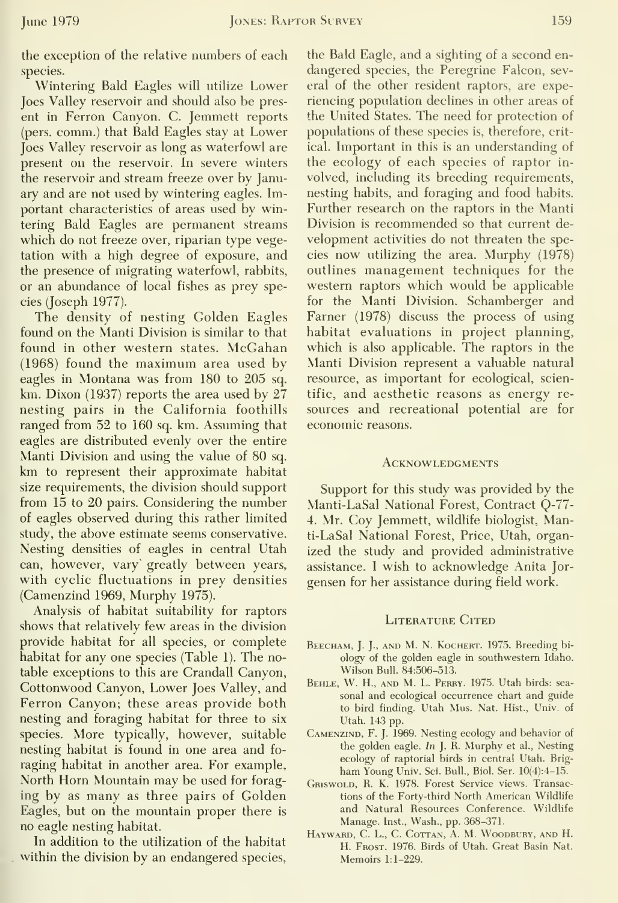the exception of the relative numbers of each species.

Wintering Bald Eagles will utilize Lower Joes Valley reservoir and should also be present in Ferron Canyon. C. Jemmett reports (pers. comm.) that Bald Eagles stay at Lower Joes Valley reservoir as long as waterfowl are present on the reservoir. In severe winters the reservoir and stream freeze over by January and are not used by wintering eagles. Important characteristics of areas used by wintering Bald Eagles are permanent streams which do not freeze over, riparian type vegetation with a high degree of exposure, and the presence of migrating waterfowl, rabbits, or an abundance of local fishes as prey species (Joseph 1977).

The density of nesting Golden Eagles found on the Manti Division is similar to that found in other western states. McGahan (1968) found the maximum area used by eagles in Montana was from 180 to 205 sq. km. Dixon (1937) reports the area used by 27 nesting pairs in the California foothills ranged from 52 to 160 sq. km. Assuming that eagles are distributed evenly over the entire Manti Division and using the value of 80 sq. km to represent their approximate habitat size requirements, the division should support from 15 to 20 pairs. Considering the number of eagles observed during this rather limited study, the above estimate seems conservative. Nesting densities of eagles in central Utah can, however, vary greatly between years, with cyclic fluctuations in prey densities (Camenzind 1969, Murphy 1975).

Analysis of habitat suitability for raptors shows that relatively few areas in the division provide habitat for all species, or complete habitat for any one species (Table 1). The notable exceptions to this are Crandall Canyon, Cottonwood Canyon, Lower Joes Valley, and Ferron Canyon; these areas provide both nesting and foraging habitat for three to six species. More typically, however, suitable nesting habitat is found in one area and foraging habitat in another area. For example, North Horn Mountain may be used for foraging by as many as three pairs of Golden Eagles, but on the mountain proper there is no eagle nesting habitat.

In addition to the utilization of the habitat within the division by an endangered species, the Bald Eagle, and a sighting of a second endangered species, the Peregrine Falcon, several of the other resident raptors, are experiencing population declines in other areas of the United States. The need for protection of populations of these species is, therefore, critical. Important in this is an understanding of the ecology of each species of raptor involved, including its breeding requirements, nesting habits, and foraging and food habits. Further research on the raptors in the Manti Division is recommended so that current development activities do not threaten the species now utilizing the area. Murphy (1978) outlines management techniques for the western raptors which would be applicable for the Manti Division. Schamberger and Farner (1978) discuss the process of using habitat evaluations in project planning, which is also applicable. The raptors in the Manti Division represent a valuable natural resource, as important for ecological, scientific, and aesthetic reasons as energy resources and recreational potential are for economic reasons.

## Acknowledgments

Support for this study was provided by the Manti-LaSal National Forest, Contract Q-77-4. Mr. Coy Jemmett, wildlife biologist, Manti-LaSal National Forest, Price, Utah, organized the study and provided administrative assistance. I wish to acknowledge Anita Jorgensen for her assistance during field work.

## Literature Cited

Beecham, J. J., and M. N. Kochert. 1975. Breeding biology of the golden eagle in southwestern Idaho. Wilson Bull. 84:506–513.

Behle, W. H., and M. L. Perry. 1975. Utah birds: seasonal and ecological occurrence chart and guide to bird finding. Utah Mus. Nat. Hist., Univ. of Utah. 143 pp.

Camenzind, F. J. 1969. Nesting ecology and behavior of the golden eagle. *In* J. R. Murphy et al., Nesting ecology of raptorial birds in central Utah. Brigham Young Univ. Sci. Bull., Biol. Ser. 10(4):4–15.

Griswold, R. K. 1978. Forest Service views. Transactions of the Forty-third North American Wildlife and Natural Resources Conference. Wildlife Manage. Inst., Wash., pp. 368–371.

Hayward, C. L., C. Cottan, A. M. Woodbury, and H. H. Frost. 1976. Birds of Utah. Great Basin Nat. Memoirs 1:1–229.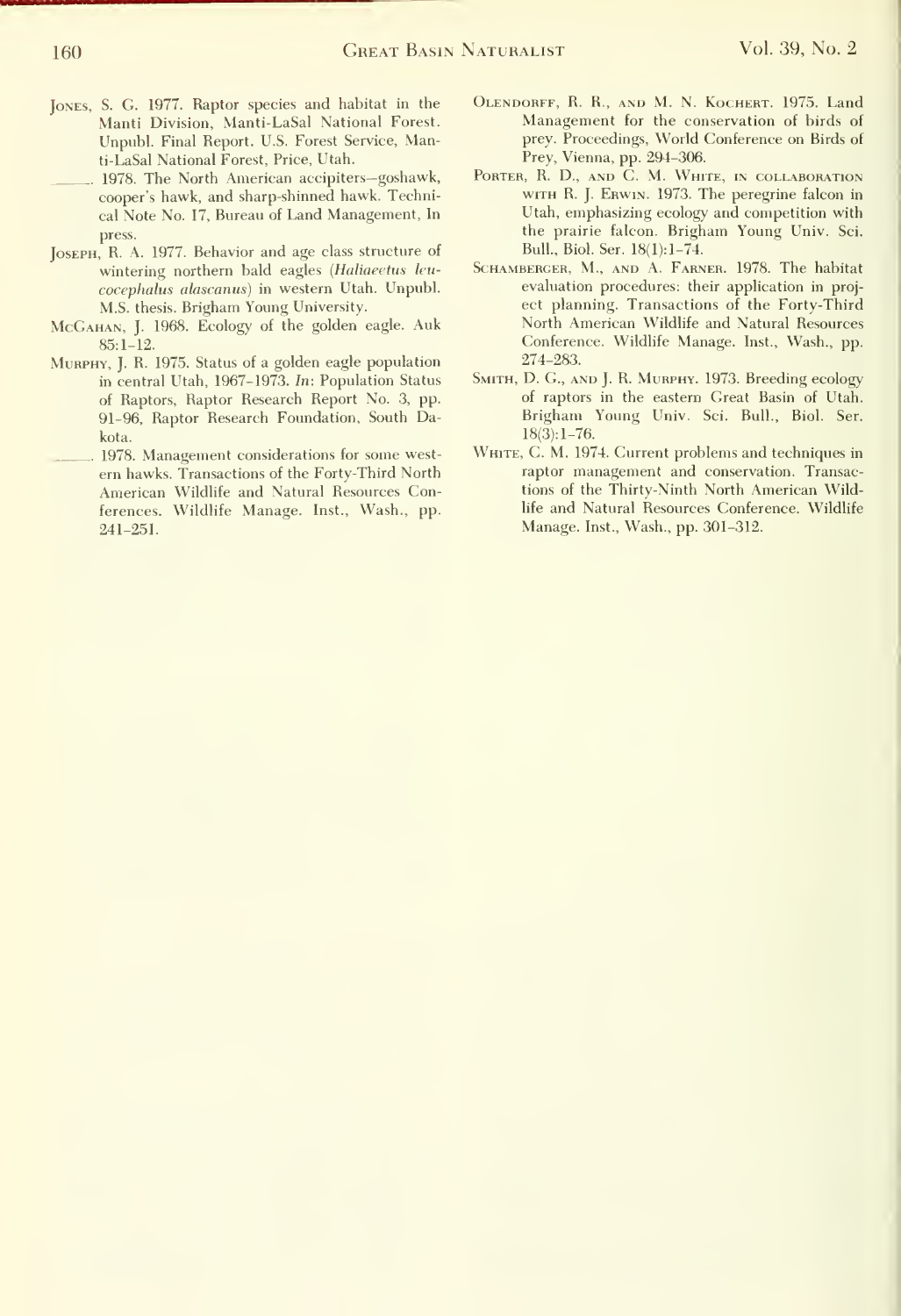Jones, S. G. 1977. Raptor species and habitat in the Manti Division, Manti-LaSal National Forest. Unpubl. Final Report. U.S. Forest Service, Manti-LaSal National Forest, Price, Utah.

\_\_\_\_\_. 1978. The North American accipiters—goshawk, cooper's hawk, and sharp-shinned hawk. Technical Note No. 17, Bureau of Land Management, In press.

Joseph, R. A. 1977. Behavior and age class structure of wintering northern bald eagles (*Haliaeetus leucocephalus alascanus*) in western Utah. Unpubl. M.S. thesis. Brigham Young University.

McGahan, J. 1968. Ecology of the golden eagle. Auk 85:1–12.

Murphy, J. R. 1975. Status of a golden eagle population in central Utah, 1967–1973. *In*: Population Status of Raptors, Raptor Research Report No. 3, pp. 91–96, Raptor Research Foundation, South Dakota.

\_\_\_\_\_. 1978. Management considerations for some western hawks. Transactions of the Forty-Third North American Wildlife and Natural Resources Conferences. Wildlife Manage. Inst., Wash., pp. 241–251.

Olendorff, R. R., and M. N. Kochert. 1975. Land Management for the conservation of birds of prey. Proceedings, World Conference on Birds of Prey, Vienna, pp. 294–306.

Porter, R. D., and C. M. White, in collaboration with R. J. Erwin. 1973. The peregrine falcon in Utah, emphasizing ecology and competition with the prairie falcon. Brigham Young Univ. Sci. Bull., Biol. Ser. 18(1):1–74.

Schamberger, M., and A. Farner. 1978. The habitat evaluation procedures: their application in project planning. Transactions of the Forty-Third North American Wildlife and Natural Resources Conference. Wildlife Manage. Inst., Wash., pp. 274–283.

Smith, D. G., and J. R. Murphy. 1973. Breeding ecology of raptors in the eastern Great Basin of Utah. Brigham Young Univ. Sci. Bull., Biol. Ser. 18(3):1–76.

White, C. M. 1974. Current problems and techniques in raptor management and conservation. Transactions of the Thirty-Ninth North American Wildlife and Natural Resources Conference. Wildlife Manage. Inst., Wash., pp. 301–312.